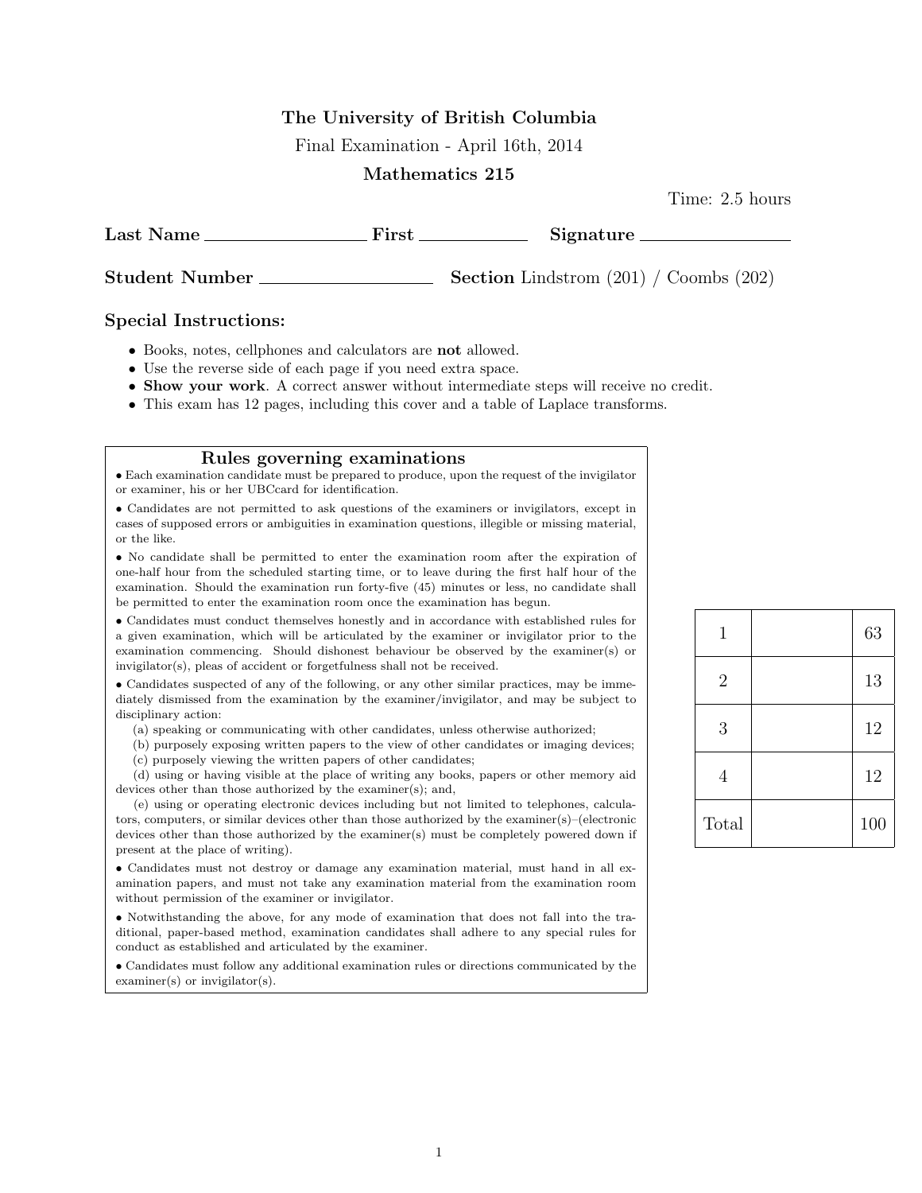# The University of British Columbia

Final Examination - April 16th, 2014

## Mathematics 215

Time: 2.5 hours

**Last Name** ________________ **First** __________ **Signature** ______________

**Student Number** ________________ **Section** Lindstrom (201) / Coombs (202)

### Special Instructions:

- Books, notes, cellphones and calculators are **not** allowed.
- Use the reverse side of each page if you need extra space.
- **Show your work**. A correct answer without intermediate steps will receive no credit.
- This exam has 12 pages, including this cover and a table of Laplace transforms.

### Rules governing examinations

- Each examination candidate must be prepared to produce, upon the request of the invigilator or examiner, his or her UBCcard for identification.
- Candidates are not permitted to ask questions of the examiners or invigilators, except in cases of supposed errors or ambiguities in examination questions, illegible or missing material, or the like.
- No candidate shall be permitted to enter the examination room after the expiration of one-half hour from the scheduled starting time, or to leave during the first half hour of the examination. Should the examination run forty-five (45) minutes or less, no candidate shall be permitted to enter the examination room once the examination has begun.
- Candidates must conduct themselves honestly and in accordance with established rules for a given examination, which will be articulated by the examiner or invigilator prior to the examination commencing. Should dishonest behaviour be observed by the examiner(s) or invigilator(s), pleas of accident or forgetfulness shall not be received.
- Candidates suspected of any of the following, or any other similar practices, may be immediately dismissed from the examination by the examiner/invigilator, and may be subject to disciplinary action:
  (a) speaking or communicating with other candidates, unless otherwise authorized;
  (b) purposely exposing written papers to the view of other candidates or imaging devices;
  (c) purposely viewing the written papers of other candidates;
  (d) using or having visible at the place of writing any books, papers or other memory aid devices other than those authorized by the examiner(s); and,
  (e) using or operating electronic devices including but not limited to telephones, calculators, computers, or similar devices other than those authorized by the examiner(s)–(electronic devices other than those authorized by the examiner(s) must be completely powered down if present at the place of writing).
- Candidates must not destroy or damage any examination material, must hand in all examination papers, and must not take any examination material from the examination room without permission of the examiner or invigilator.
- Notwithstanding the above, for any mode of examination that does not fall into the traditional, paper-based method, examination candidates shall adhere to any special rules for conduct as established and articulated by the examiner.
- Candidates must follow any additional examination rules or directions communicated by the examiner(s) or invigilator(s).

| | | |
|---|---|---|
| 1 | | 63 |
| 2 | | 13 |
| 3 | | 12 |
| 4 | | 12 |
| Total | | 100 |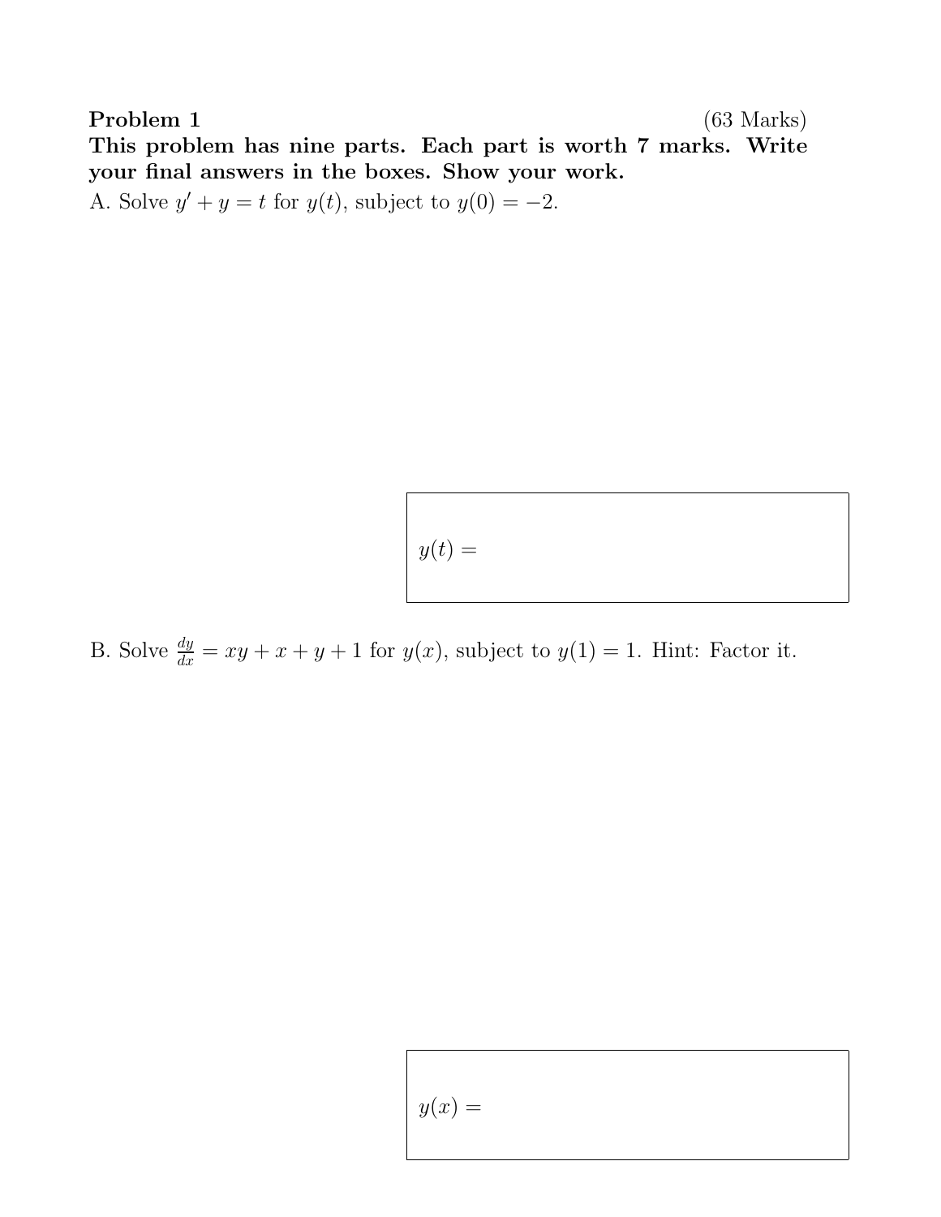**Problem 1** (63 Marks)

**This problem has nine parts. Each part is worth 7 marks. Write your final answers in the boxes. Show your work.**

A. Solve $y' + y = t$ for $y(t)$, subject to $y(0) = -2$.

$y(t) =$

B. Solve $\frac{dy}{dx} = xy + x + y + 1$ for $y(x)$, subject to $y(1) = 1$. Hint: Factor it.

$y(x) =$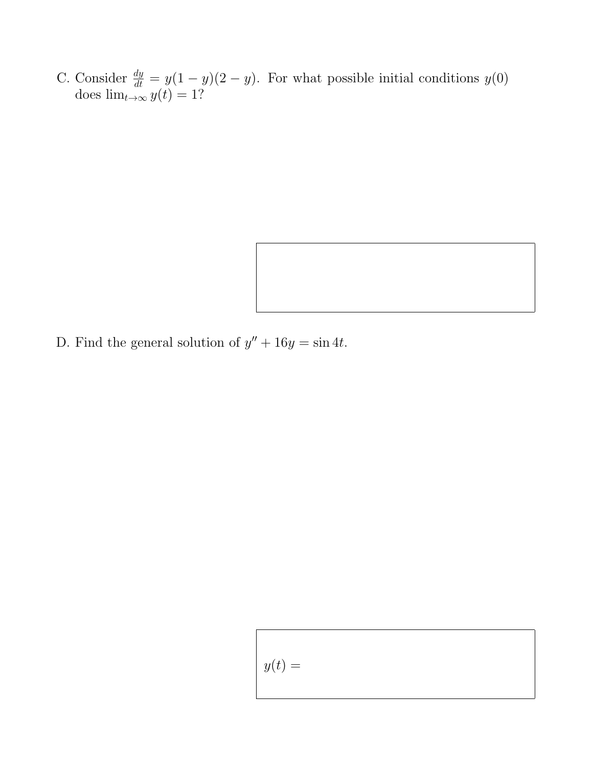C. Consider $\frac{dy}{dt} = y(1-y)(2-y)$. For what possible initial conditions $y(0)$ does $\lim_{t\to\infty} y(t) = 1$?

D. Find the general solution of $y'' + 16y = \sin 4t$.

$y(t) =$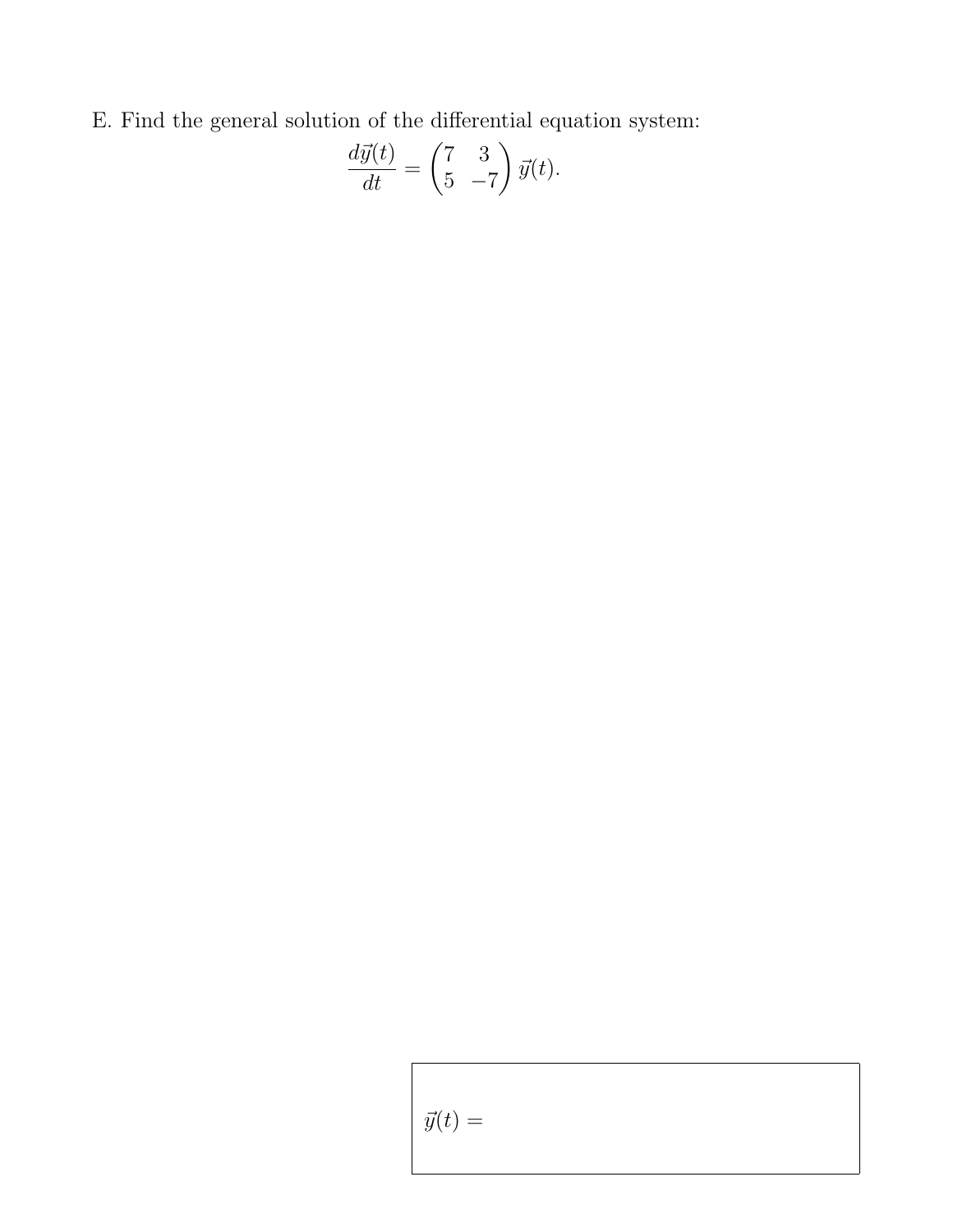E. Find the general solution of the differential equation system:

$$\frac{d\vec{y}(t)}{dt} = \begin{pmatrix} 7 & 3 \\ 5 & -7 \end{pmatrix} \vec{y}(t).$$

$\vec{y}(t) =$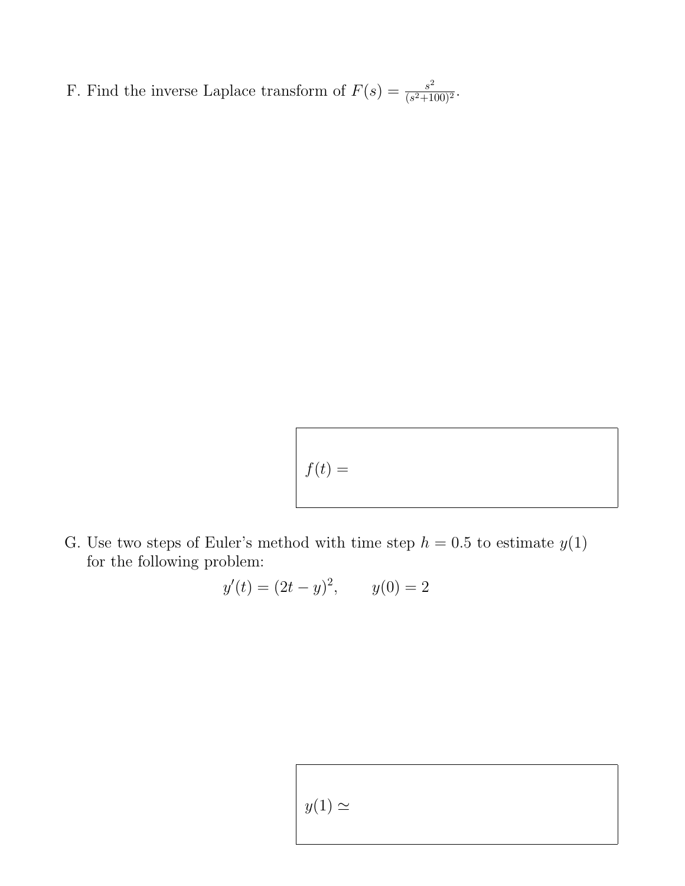F. Find the inverse Laplace transform of $F(s) = \frac{s^2}{(s^2+100)^2}$.

$f(t) =$

G. Use two steps of Euler's method with time step $h = 0.5$ to estimate $y(1)$ for the following problem:

$$y'(t) = (2t - y)^2, \qquad y(0) = 2$$

$y(1) \simeq$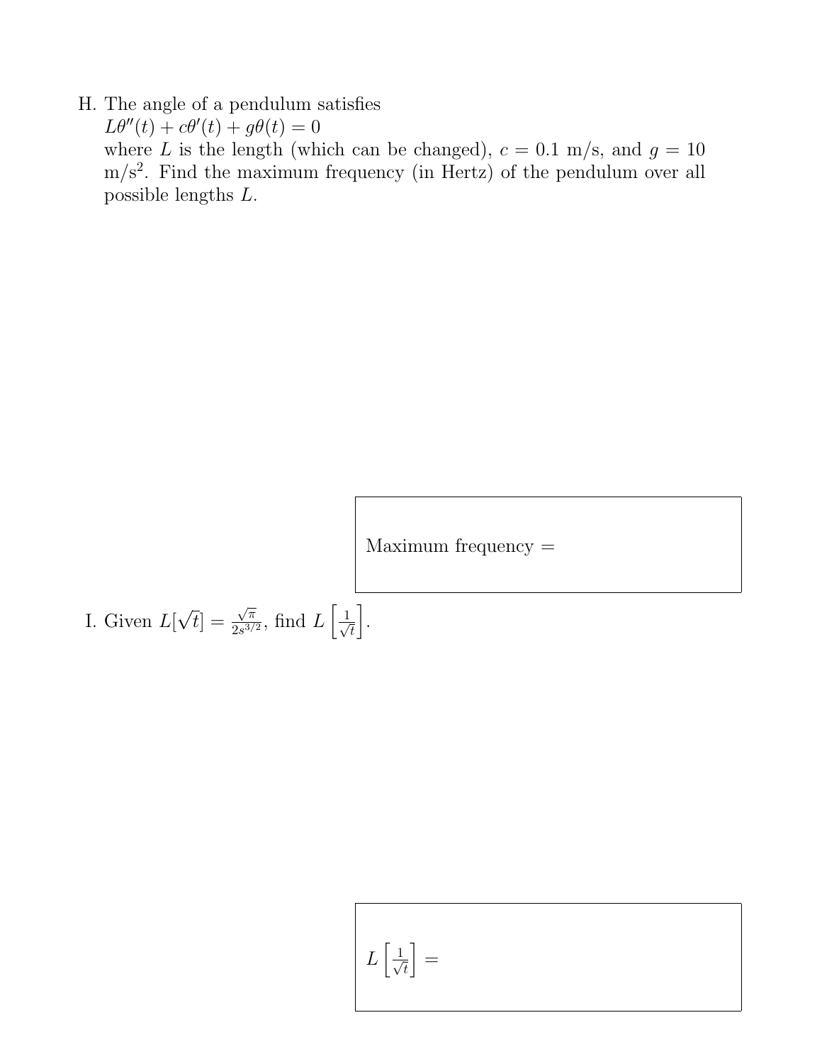H. The angle of a pendulum satisfies
$L\theta''(t) + c\theta'(t) + g\theta(t) = 0$
where $L$ is the length (which can be changed), $c = 0.1$ m/s, and $g = 10$ m/s$^2$. Find the maximum frequency (in Hertz) of the pendulum over all possible lengths $L$.

Maximum frequency =

I. Given $L[\sqrt{t}] = \frac{\sqrt{\pi}}{2s^{3/2}}$, find $L\left[\frac{1}{\sqrt{t}}\right]$.

$L\left[\frac{1}{\sqrt{t}}\right] =$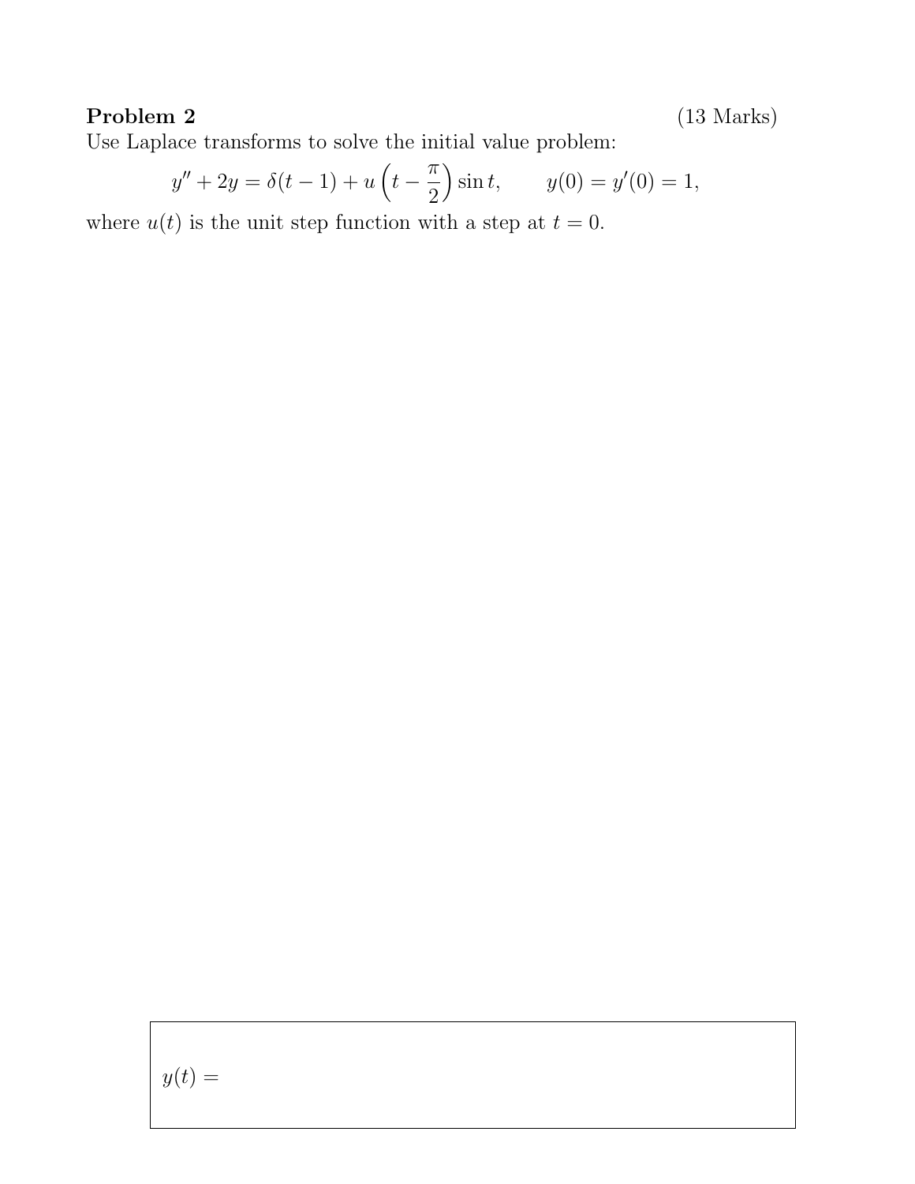**Problem 2** (13 Marks)

Use Laplace transforms to solve the initial value problem:

$$y'' + 2y = \delta(t-1) + u\left(t - \frac{\pi}{2}\right)\sin t, \qquad y(0) = y'(0) = 1,$$

where $u(t)$ is the unit step function with a step at $t = 0$.

$y(t) =$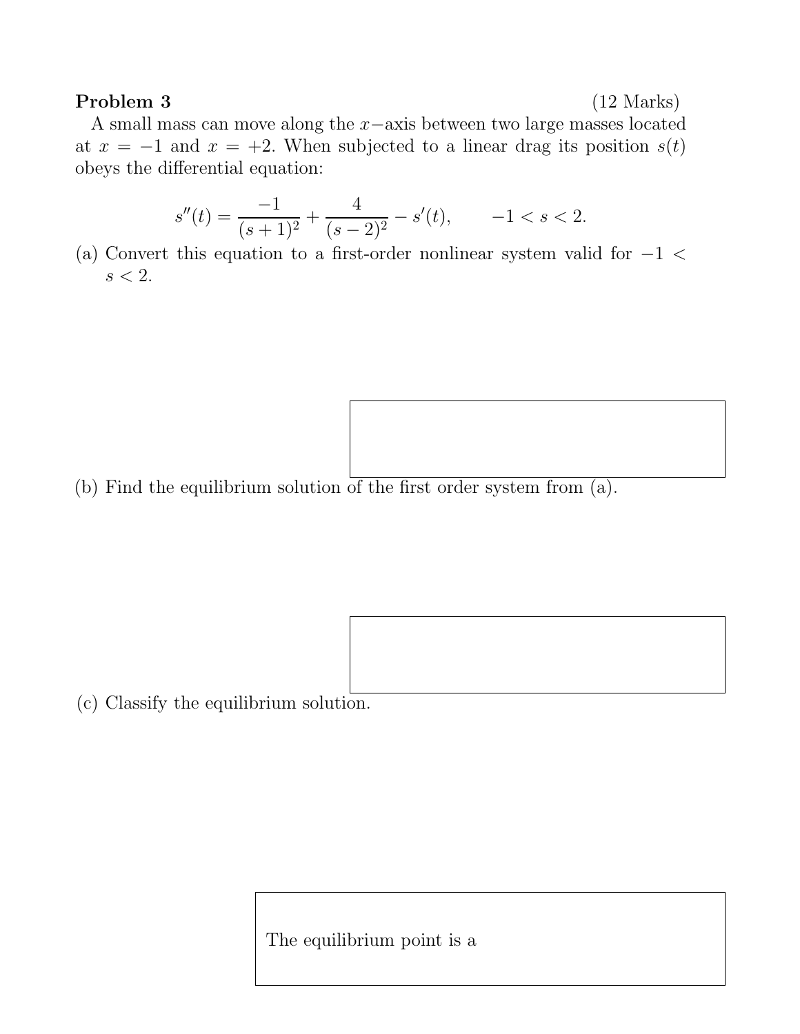**Problem 3** (12 Marks)

A small mass can move along the $x-$axis between two large masses located at $x = -1$ and $x = +2$. When subjected to a linear drag its position $s(t)$ obeys the differential equation:

$$s''(t) = \frac{-1}{(s+1)^2} + \frac{4}{(s-2)^2} - s'(t), \qquad -1 < s < 2.$$

(a) Convert this equation to a first-order nonlinear system valid for $-1 < s < 2$.

(b) Find the equilibrium solution of the first order system from (a).

(c) Classify the equilibrium solution.

The equilibrium point is a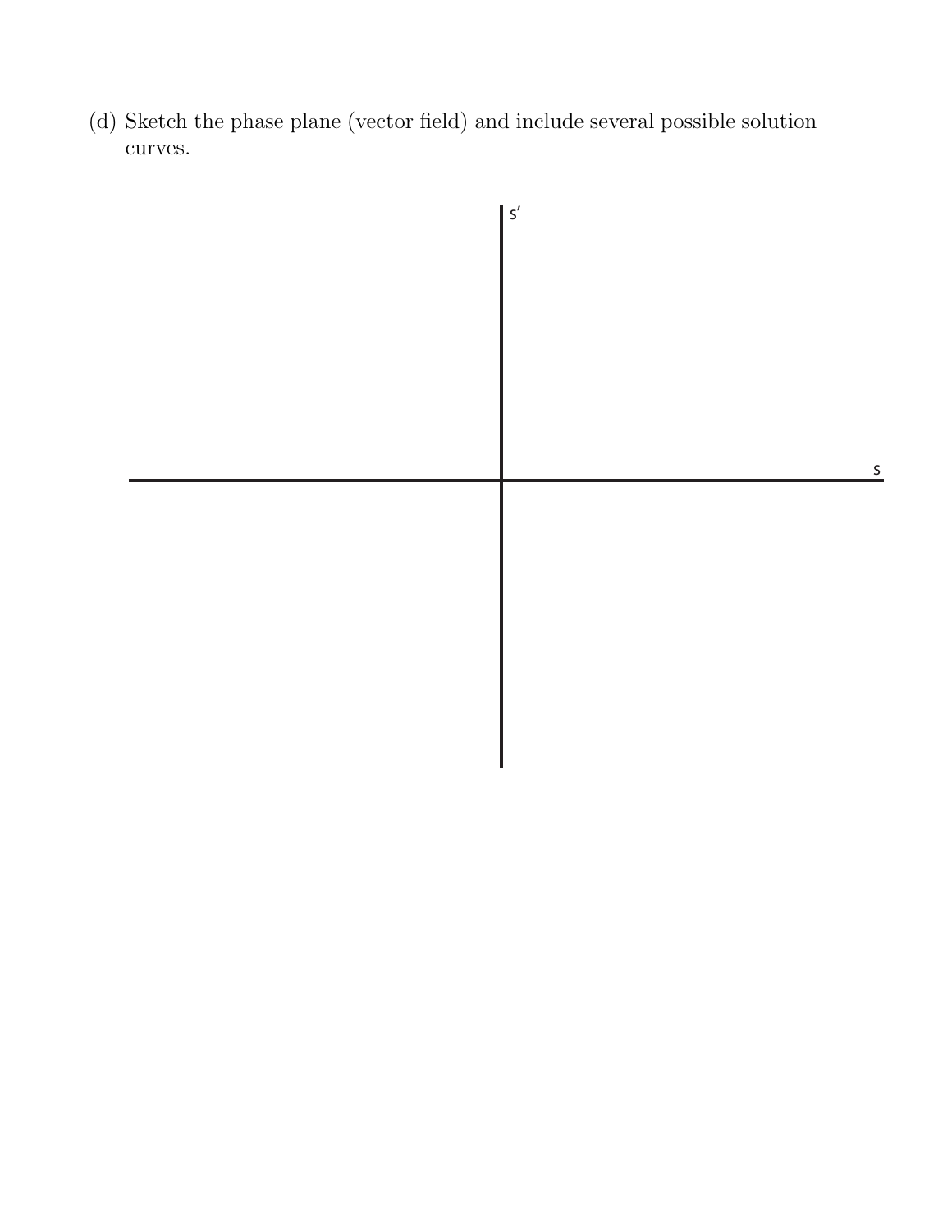(d) Sketch the phase plane (vector field) and include several possible solution curves.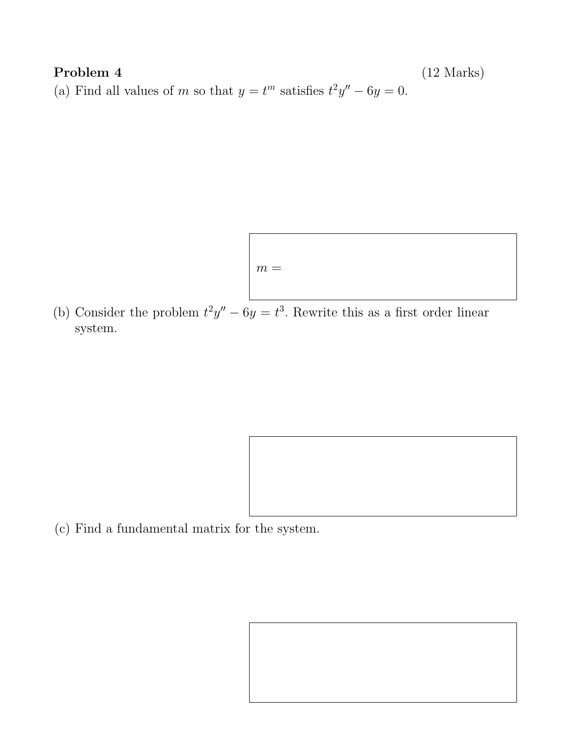**Problem 4** (12 Marks)

(a) Find all values of $m$ so that $y = t^m$ satisfies $t^2y'' - 6y = 0$.

$m =$

(b) Consider the problem $t^2y'' - 6y = t^3$. Rewrite this as a first order linear system.

(c) Find a fundamental matrix for the system.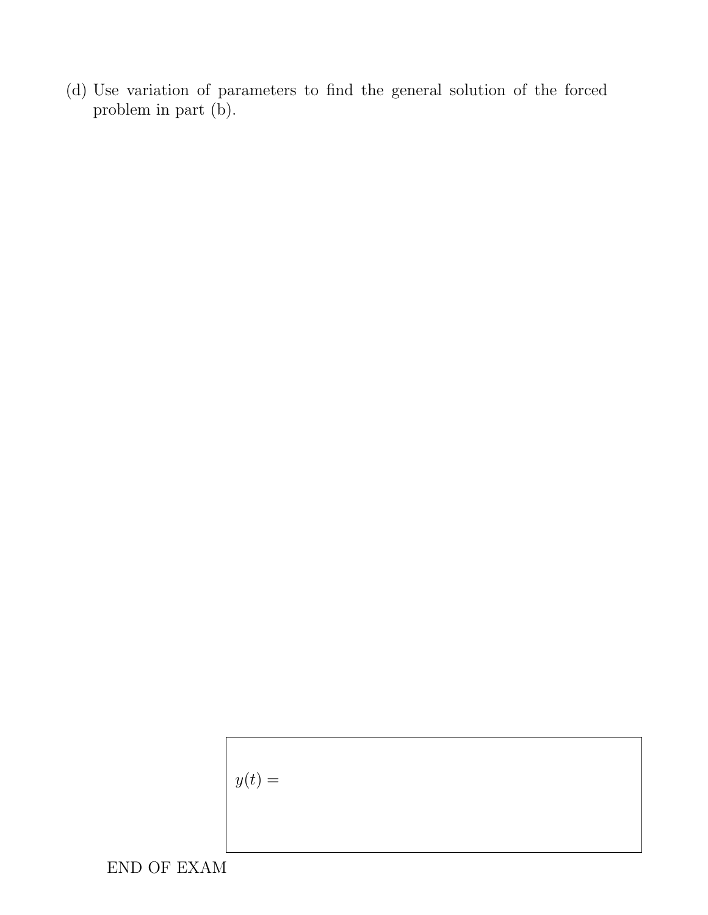(d) Use variation of parameters to find the general solution of the forced problem in part (b).

$y(t) =$

END OF EXAM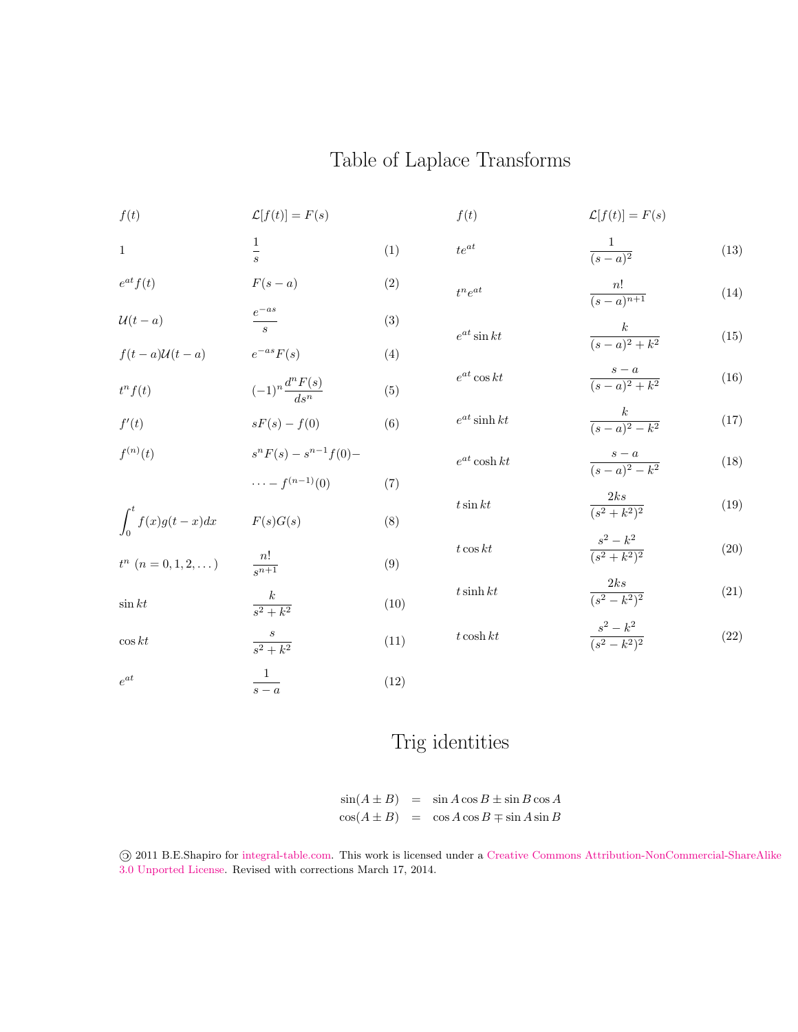# Table of Laplace Transforms

| $f(t)$ | $\mathcal{L}[f(t)] = F(s)$ | |
|---|---|---|
| $1$ | $\dfrac{1}{s}$ | (1) |
| $e^{at}f(t)$ | $F(s-a)$ | (2) |
| $\mathcal{U}(t-a)$ | $\dfrac{e^{-as}}{s}$ | (3) |
| $f(t-a)\mathcal{U}(t-a)$ | $e^{-as}F(s)$ | (4) |
| $t^n f(t)$ | $(-1)^n \dfrac{d^n F(s)}{ds^n}$ | (5) |
| $f'(t)$ | $sF(s) - f(0)$ | (6) |
| $f^{(n)}(t)$ | $s^n F(s) - s^{n-1}f(0) - \cdots - f^{(n-1)}(0)$ | (7) |
| $\int_0^t f(x)g(t-x)dx$ | $F(s)G(s)$ | (8) |
| $t^n \ (n = 0, 1, 2, \dots)$ | $\dfrac{n!}{s^{n+1}}$ | (9) |
| $\sin kt$ | $\dfrac{k}{s^2+k^2}$ | (10) |
| $\cos kt$ | $\dfrac{s}{s^2+k^2}$ | (11) |
| $e^{at}$ | $\dfrac{1}{s-a}$ | (12) |
| $te^{at}$ | $\dfrac{1}{(s-a)^2}$ | (13) |
| $t^n e^{at}$ | $\dfrac{n!}{(s-a)^{n+1}}$ | (14) |
| $e^{at}\sin kt$ | $\dfrac{k}{(s-a)^2+k^2}$ | (15) |
| $e^{at}\cos kt$ | $\dfrac{s-a}{(s-a)^2+k^2}$ | (16) |
| $e^{at}\sinh kt$ | $\dfrac{k}{(s-a)^2-k^2}$ | (17) |
| $e^{at}\cosh kt$ | $\dfrac{s-a}{(s-a)^2-k^2}$ | (18) |
| $t\sin kt$ | $\dfrac{2ks}{(s^2+k^2)^2}$ | (19) |
| $t\cos kt$ | $\dfrac{s^2-k^2}{(s^2+k^2)^2}$ | (20) |
| $t\sinh kt$ | $\dfrac{2ks}{(s^2-k^2)^2}$ | (21) |
| $t\cosh kt$ | $\dfrac{s^2-k^2}{(s^2-k^2)^2}$ | (22) |

# Trig identities

$$\sin(A \pm B) = \sin A \cos B \pm \sin B \cos A$$
$$\cos(A \pm B) = \cos A \cos B \mp \sin A \sin B$$

© 2011 B.E.Shapiro for integral-table.com. This work is licensed under a Creative Commons Attribution-NonCommercial-ShareAlike 3.0 Unported License. Revised with corrections March 17, 2014.